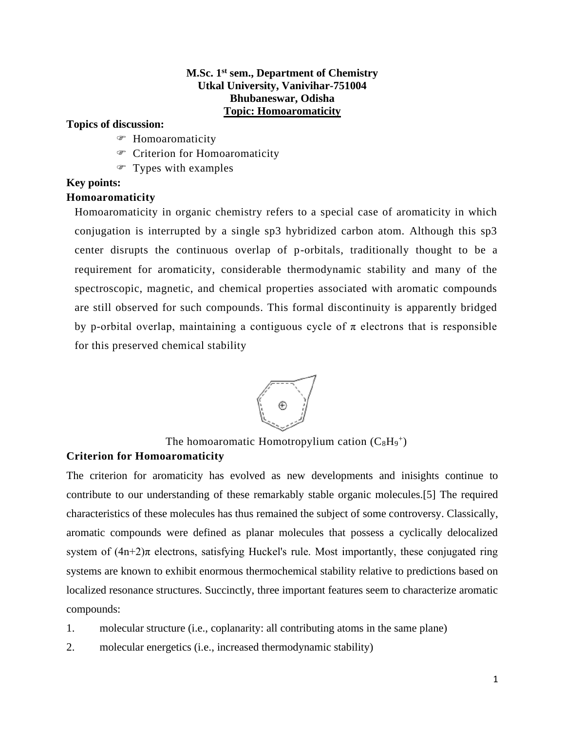**M.Sc. 1st sem., Department of Chemistry**
**Utkal University, Vanivihar-751004**
**Bhubaneswar, Odisha**
**Topic: Homoaromaticity**

**Topics of discussion:**

- Homoaromaticity
- Criterion for Homoaromaticity
- Types with examples

**Key points:**

**Homoaromaticity**

Homoaromaticity in organic chemistry refers to a special case of aromaticity in which conjugation is interrupted by a single sp3 hybridized carbon atom. Although this sp3 center disrupts the continuous overlap of p-orbitals, traditionally thought to be a requirement for aromaticity, considerable thermodynamic stability and many of the spectroscopic, magnetic, and chemical properties associated with aromatic compounds are still observed for such compounds. This formal discontinuity is apparently bridged by p-orbital overlap, maintaining a contiguous cycle of π electrons that is responsible for this preserved chemical stability

The homoaromatic Homotropylium cation ($C_8H_9^+$)

**Criterion for Homoaromaticity**

The criterion for aromaticity has evolved as new developments and inisights continue to contribute to our understanding of these remarkably stable organic molecules.[5] The required characteristics of these molecules has thus remained the subject of some controversy. Classically, aromatic compounds were defined as planar molecules that possess a cyclically delocalized system of $(4n+2)\pi$ electrons, satisfying Huckel's rule. Most importantly, these conjugated ring systems are known to exhibit enormous thermochemical stability relative to predictions based on localized resonance structures. Succinctly, three important features seem to characterize aromatic compounds:

1. molecular structure (i.e., coplanarity: all contributing atoms in the same plane)
2. molecular energetics (i.e., increased thermodynamic stability)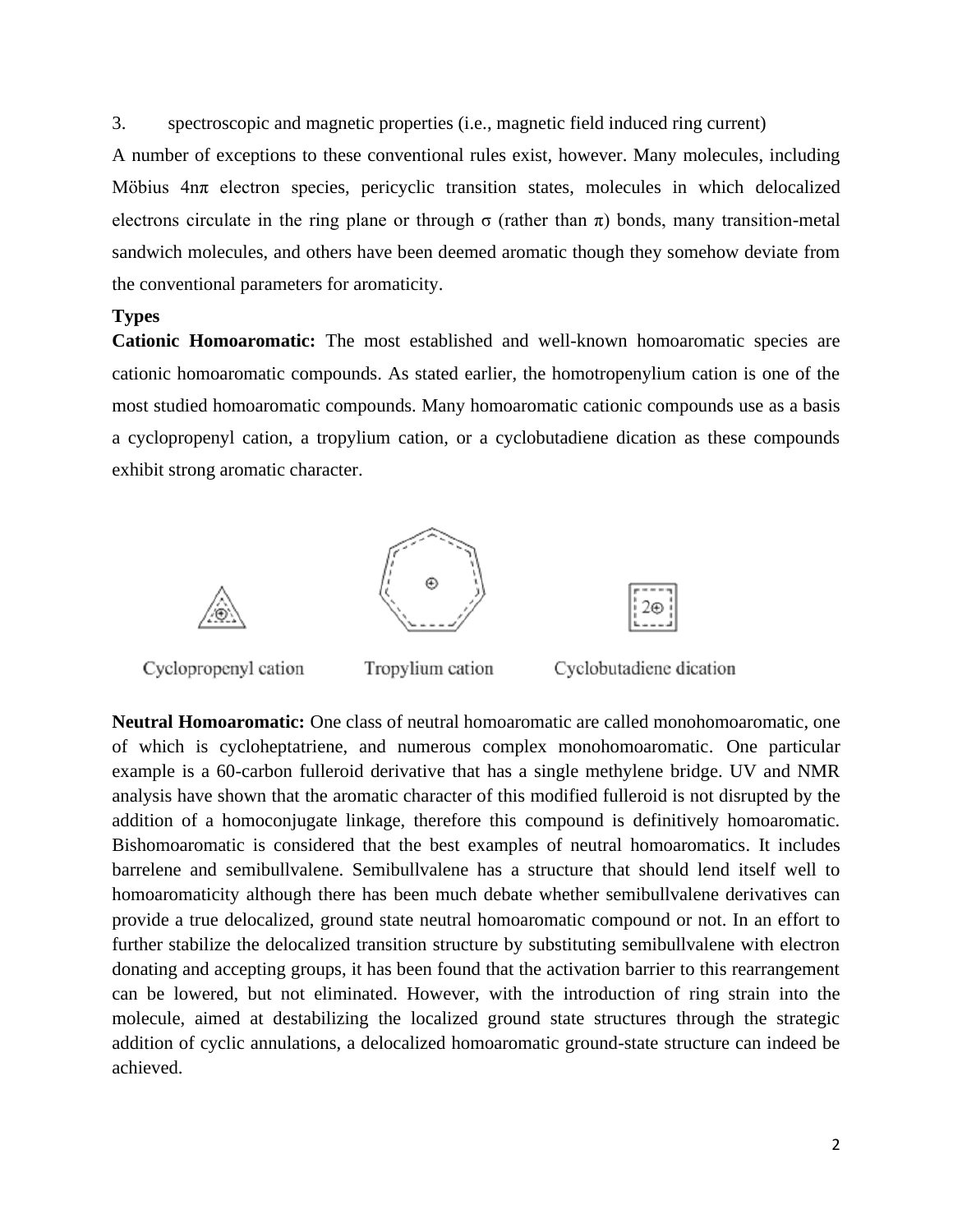3. spectroscopic and magnetic properties (i.e., magnetic field induced ring current)

A number of exceptions to these conventional rules exist, however. Many molecules, including Möbius 4nπ electron species, pericyclic transition states, molecules in which delocalized electrons circulate in the ring plane or through σ (rather than π) bonds, many transition-metal sandwich molecules, and others have been deemed aromatic though they somehow deviate from the conventional parameters for aromaticity.

**Types**

**Cationic Homoaromatic:** The most established and well-known homoaromatic species are cationic homoaromatic compounds. As stated earlier, the homotropenylium cation is one of the most studied homoaromatic compounds. Many homoaromatic cationic compounds use as a basis a cyclopropenyl cation, a tropylium cation, or a cyclobutadiene dication as these compounds exhibit strong aromatic character.

Cyclopropenyl cation Tropylium cation Cyclobutadiene dication

**Neutral Homoaromatic:** One class of neutral homoaromatic are called monohomoaromatic, one of which is cycloheptatriene, and numerous complex monohomoaromatic. One particular example is a 60-carbon fulleroid derivative that has a single methylene bridge. UV and NMR analysis have shown that the aromatic character of this modified fulleroid is not disrupted by the addition of a homoconjugate linkage, therefore this compound is definitively homoaromatic. Bishomoaromatic is considered that the best examples of neutral homoaromatics. It includes barrelene and semibullvalene. Semibullvalene has a structure that should lend itself well to homoaromaticity although there has been much debate whether semibullvalene derivatives can provide a true delocalized, ground state neutral homoaromatic compound or not. In an effort to further stabilize the delocalized transition structure by substituting semibullvalene with electron donating and accepting groups, it has been found that the activation barrier to this rearrangement can be lowered, but not eliminated. However, with the introduction of ring strain into the molecule, aimed at destabilizing the localized ground state structures through the strategic addition of cyclic annulations, a delocalized homoaromatic ground-state structure can indeed be achieved.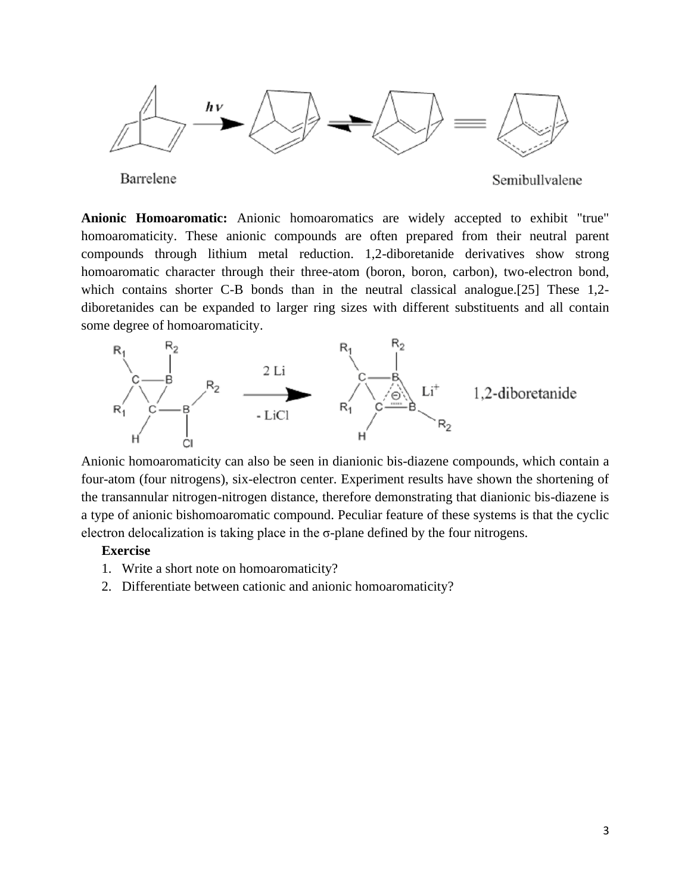Barrelene

Semibullvalene

**Anionic Homoaromatic:** Anionic homoaromatics are widely accepted to exhibit "true" homoaromaticity. These anionic compounds are often prepared from their neutral parent compounds through lithium metal reduction. 1,2-diboretanide derivatives show strong homoaromatic character through their three-atom (boron, boron, carbon), two-electron bond, which contains shorter C-B bonds than in the neutral classical analogue.[25] These 1,2-diboretanides can be expanded to larger ring sizes with different substituents and all contain some degree of homoaromaticity.

2 Li

- LiCl

$Li^+$

1,2-diboretanide

Anionic homoaromaticity can also be seen in dianionic bis-diazene compounds, which contain a four-atom (four nitrogens), six-electron center. Experiment results have shown the shortening of the transannular nitrogen-nitrogen distance, therefore demonstrating that dianionic bis-diazene is a type of anionic bishomoaromatic compound. Peculiar feature of these systems is that the cyclic electron delocalization is taking place in the σ-plane defined by the four nitrogens.

**Exercise**

1. Write a short note on homoaromaticity?
2. Differentiate between cationic and anionic homoaromaticity?